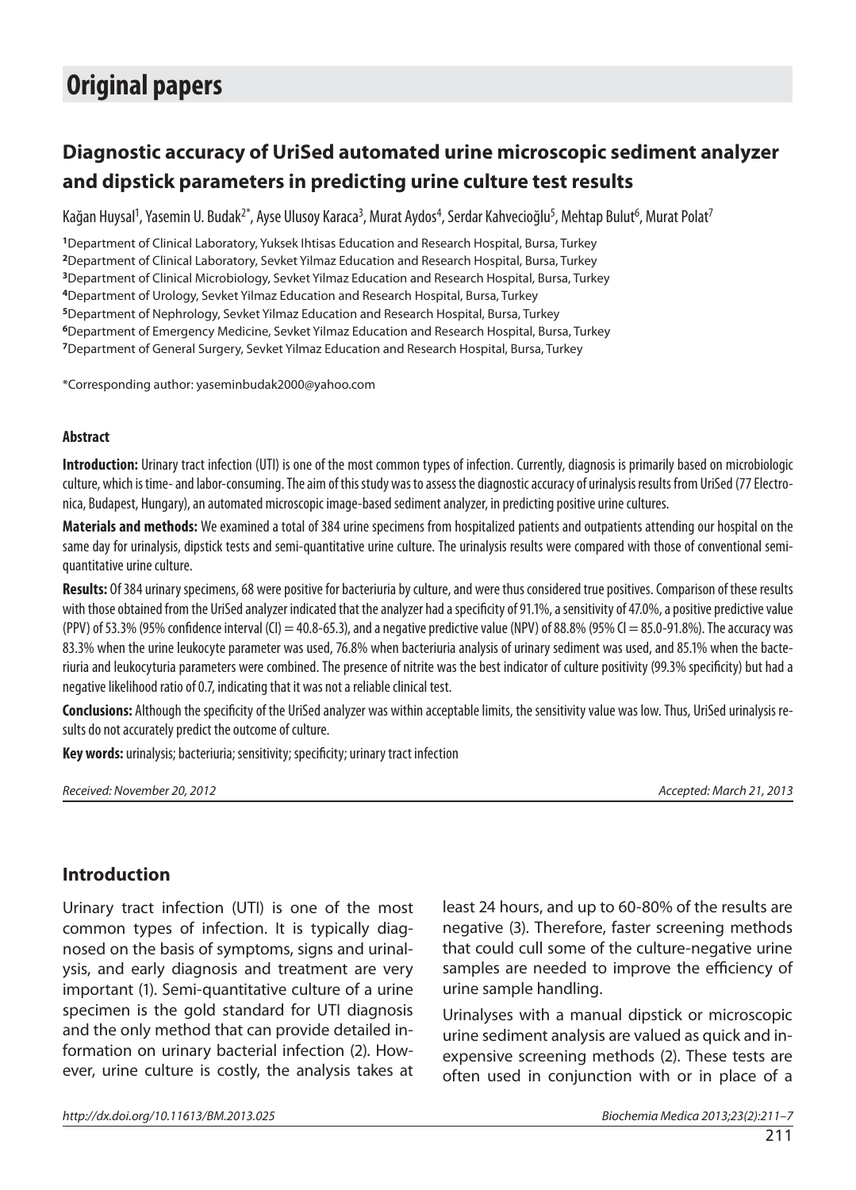# Original papers

## Diagnostic accuracy of UriSed automated urine microscopic sediment analyzer and dipstick parameters in predicting urine culture test results

Kağan Huysal[1], Yasemin U. Budak[2*], Ayse Ulusoy Karaca[3], Murat Aydos[4], Serdar Kahvecioğlu[5], Mehtap Bulut[6], Murat Polat[7]

[1]Department of Clinical Laboratory, Yuksek Ihtisas Education and Research Hospital, Bursa, Turkey
[2]Department of Clinical Laboratory, Sevket Yilmaz Education and Research Hospital, Bursa, Turkey
[3]Department of Clinical Microbiology, Sevket Yilmaz Education and Research Hospital, Bursa, Turkey
[4]Department of Urology, Sevket Yilmaz Education and Research Hospital, Bursa, Turkey
[5]Department of Nephrology, Sevket Yilmaz Education and Research Hospital, Bursa, Turkey
[6]Department of Emergency Medicine, Sevket Yilmaz Education and Research Hospital, Bursa, Turkey
[7]Department of General Surgery, Sevket Yilmaz Education and Research Hospital, Bursa, Turkey

*Corresponding author: yaseminbudak2000@yahoo.com

### Abstract

**Introduction:** Urinary tract infection (UTI) is one of the most common types of infection. Currently, diagnosis is primarily based on microbiologic culture, which is time- and labor-consuming. The aim of this study was to assess the diagnostic accuracy of urinalysis results from UriSed (77 Electronica, Budapest, Hungary), an automated microscopic image-based sediment analyzer, in predicting positive urine cultures.

**Materials and methods:** We examined a total of 384 urine specimens from hospitalized patients and outpatients attending our hospital on the same day for urinalysis, dipstick tests and semi-quantitative urine culture. The urinalysis results were compared with those of conventional semi-quantitative urine culture.

**Results:** Of 384 urinary specimens, 68 were positive for bacteriuria by culture, and were thus considered true positives. Comparison of these results with those obtained from the UriSed analyzer indicated that the analyzer had a specificity of 91.1%, a sensitivity of 47.0%, a positive predictive value (PPV) of 53.3% (95% confidence interval (CI) = 40.8-65.3), and a negative predictive value (NPV) of 88.8% (95% CI = 85.0-91.8%). The accuracy was 83.3% when the urine leukocyte parameter was used, 76.8% when bacteriuria analysis of urinary sediment was used, and 85.1% when the bacteriuria and leukocyturia parameters were combined. The presence of nitrite was the best indicator of culture positivity (99.3% specificity) but had a negative likelihood ratio of 0.7, indicating that it was not a reliable clinical test.

**Conclusions:** Although the specificity of the UriSed analyzer was within acceptable limits, the sensitivity value was low. Thus, UriSed urinalysis results do not accurately predict the outcome of culture.

**Key words:** urinalysis; bacteriuria; sensitivity; specificity; urinary tract infection

*Received: November 20, 2012* *Accepted: March 21, 2013*

## Introduction

Urinary tract infection (UTI) is one of the most common types of infection. It is typically diagnosed on the basis of symptoms, signs and urinalysis, and early diagnosis and treatment are very important (1). Semi-quantitative culture of a urine specimen is the gold standard for UTI diagnosis and the only method that can provide detailed information on urinary bacterial infection (2). However, urine culture is costly, the analysis takes at least 24 hours, and up to 60-80% of the results are negative (3). Therefore, faster screening methods that could cull some of the culture-negative urine samples are needed to improve the efficiency of urine sample handling.

Urinalyses with a manual dipstick or microscopic urine sediment analysis are valued as quick and inexpensive screening methods (2). These tests are often used in conjunction with or in place of a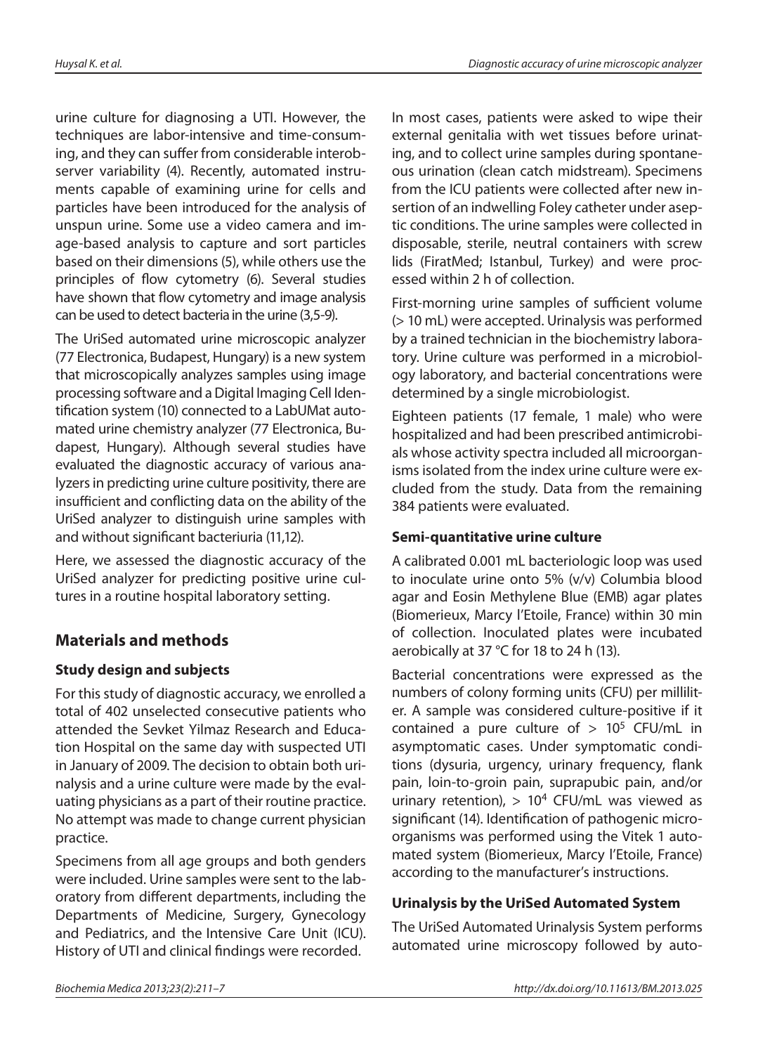urine culture for diagnosing a UTI. However, the techniques are labor-intensive and time-consuming, and they can suffer from considerable interobserver variability (4). Recently, automated instruments capable of examining urine for cells and particles have been introduced for the analysis of unspun urine. Some use a video camera and image-based analysis to capture and sort particles based on their dimensions (5), while others use the principles of flow cytometry (6). Several studies have shown that flow cytometry and image analysis can be used to detect bacteria in the urine (3,5-9).

The UriSed automated urine microscopic analyzer (77 Electronica, Budapest, Hungary) is a new system that microscopically analyzes samples using image processing software and a Digital Imaging Cell Identification system (10) connected to a LabUMat automated urine chemistry analyzer (77 Electronica, Budapest, Hungary). Although several studies have evaluated the diagnostic accuracy of various analyzers in predicting urine culture positivity, there are insufficient and conflicting data on the ability of the UriSed analyzer to distinguish urine samples with and without significant bacteriuria (11,12).

Here, we assessed the diagnostic accuracy of the UriSed analyzer for predicting positive urine cultures in a routine hospital laboratory setting.

## Materials and methods

### Study design and subjects

For this study of diagnostic accuracy, we enrolled a total of 402 unselected consecutive patients who attended the Sevket Yilmaz Research and Education Hospital on the same day with suspected UTI in January of 2009. The decision to obtain both urinalysis and a urine culture were made by the evaluating physicians as a part of their routine practice. No attempt was made to change current physician practice.

Specimens from all age groups and both genders were included. Urine samples were sent to the laboratory from different departments, including the Departments of Medicine, Surgery, Gynecology and Pediatrics, and the Intensive Care Unit (ICU). History of UTI and clinical findings were recorded.

In most cases, patients were asked to wipe their external genitalia with wet tissues before urinating, and to collect urine samples during spontaneous urination (clean catch midstream). Specimens from the ICU patients were collected after new insertion of an indwelling Foley catheter under aseptic conditions. The urine samples were collected in disposable, sterile, neutral containers with screw lids (FiratMed; Istanbul, Turkey) and were processed within 2 h of collection.

First-morning urine samples of sufficient volume (> 10 mL) were accepted. Urinalysis was performed by a trained technician in the biochemistry laboratory. Urine culture was performed in a microbiology laboratory, and bacterial concentrations were determined by a single microbiologist.

Eighteen patients (17 female, 1 male) who were hospitalized and had been prescribed antimicrobials whose activity spectra included all microorganisms isolated from the index urine culture were excluded from the study. Data from the remaining 384 patients were evaluated.

### Semi-quantitative urine culture

A calibrated 0.001 mL bacteriologic loop was used to inoculate urine onto 5% (v/v) Columbia blood agar and Eosin Methylene Blue (EMB) agar plates (Biomerieux, Marcy l'Etoile, France) within 30 min of collection. Inoculated plates were incubated aerobically at 37 °C for 18 to 24 h (13).

Bacterial concentrations were expressed as the numbers of colony forming units (CFU) per milliliter. A sample was considered culture-positive if it contained a pure culture of > $10^5$ CFU/mL in asymptomatic cases. Under symptomatic conditions (dysuria, urgency, urinary frequency, flank pain, loin-to-groin pain, suprapubic pain, and/or urinary retention), > $10^4$ CFU/mL was viewed as significant (14). Identification of pathogenic microorganisms was performed using the Vitek 1 automated system (Biomerieux, Marcy l'Etoile, France) according to the manufacturer's instructions.

### Urinalysis by the UriSed Automated System

The UriSed Automated Urinalysis System performs automated urine microscopy followed by auto-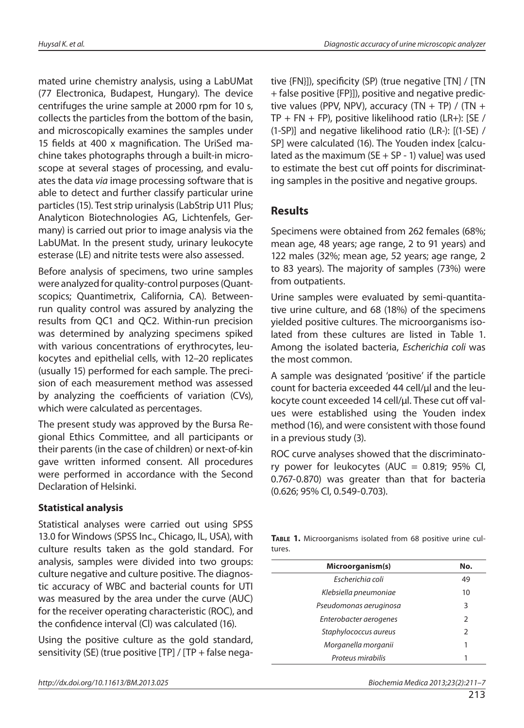mated urine chemistry analysis, using a LabUMat (77 Electronica, Budapest, Hungary). The device centrifuges the urine sample at 2000 rpm for 10 s, collects the particles from the bottom of the basin, and microscopically examines the samples under 15 fields at 400 x magnification. The UriSed machine takes photographs through a built-in microscope at several stages of processing, and evaluates the data *via* image processing software that is able to detect and further classify particular urine particles (15). Test strip urinalysis (LabStrip U11 Plus; Analyticon Biotechnologies AG, Lichtenfels, Germany) is carried out prior to image analysis via the LabUMat. In the present study, urinary leukocyte esterase (LE) and nitrite tests were also assessed.

Before analysis of specimens, two urine samples were analyzed for quality-control purposes (Quantscopics; Quantimetrix, California, CA). Between-run quality control was assured by analyzing the results from QC1 and QC2. Within-run precision was determined by analyzing specimens spiked with various concentrations of erythrocytes, leukocytes and epithelial cells, with 12–20 replicates (usually 15) performed for each sample. The precision of each measurement method was assessed by analyzing the coefficients of variation (CVs), which were calculated as percentages.

The present study was approved by the Bursa Regional Ethics Committee, and all participants or their parents (in the case of children) or next-of-kin gave written informed consent. All procedures were performed in accordance with the Second Declaration of Helsinki.

### Statistical analysis

Statistical analyses were carried out using SPSS 13.0 for Windows (SPSS Inc., Chicago, IL, USA), with culture results taken as the gold standard. For analysis, samples were divided into two groups: culture negative and culture positive. The diagnostic accuracy of WBC and bacterial counts for UTI was measured by the area under the curve (AUC) for the receiver operating characteristic (ROC), and the confidence interval (CI) was calculated (16).

Using the positive culture as the gold standard, sensitivity (SE) (true positive [TP] / [TP + false negative {FN}]), specificity (SP) (true negative [TN] / [TN + false positive {FP}]), positive and negative predictive values (PPV, NPV), accuracy (TN + TP) / (TN + TP + FN + FP), positive likelihood ratio (LR+): [SE / (1-SP)] and negative likelihood ratio (LR-): [(1-SE) / SP] were calculated (16). The Youden index [calculated as the maximum (SE + SP - 1) value] was used to estimate the best cut off points for discriminating samples in the positive and negative groups.

## Results

Specimens were obtained from 262 females (68%; mean age, 48 years; age range, 2 to 91 years) and 122 males (32%; mean age, 52 years; age range, 2 to 83 years). The majority of samples (73%) were from outpatients.

Urine samples were evaluated by semi-quantitative urine culture, and 68 (18%) of the specimens yielded positive cultures. The microorganisms isolated from these cultures are listed in Table 1. Among the isolated bacteria, *Escherichia coli* was the most common.

A sample was designated 'positive' if the particle count for bacteria exceeded 44 cell/µl and the leukocyte count exceeded 14 cell/µl. These cut off values were established using the Youden index method (16), and were consistent with those found in a previous study (3).

ROC curve analyses showed that the discriminatory power for leukocytes (AUC = 0.819; 95% CI, 0.767-0.870) was greater than that for bacteria (0.626; 95% CI, 0.549-0.703).

**Table 1.** Microorganisms isolated from 68 positive urine cultures.

| Microorganism(s) | No. |
|---|---|
| *Escherichia coli* | 49 |
| *Klebsiella pneumoniae* | 10 |
| *Pseudomonas aeruginosa* | 3 |
| *Enterobacter aerogenes* | 2 |
| *Staphylococcus aureus* | 2 |
| *Morganella morganii* | 1 |
| *Proteus mirabilis* | 1 |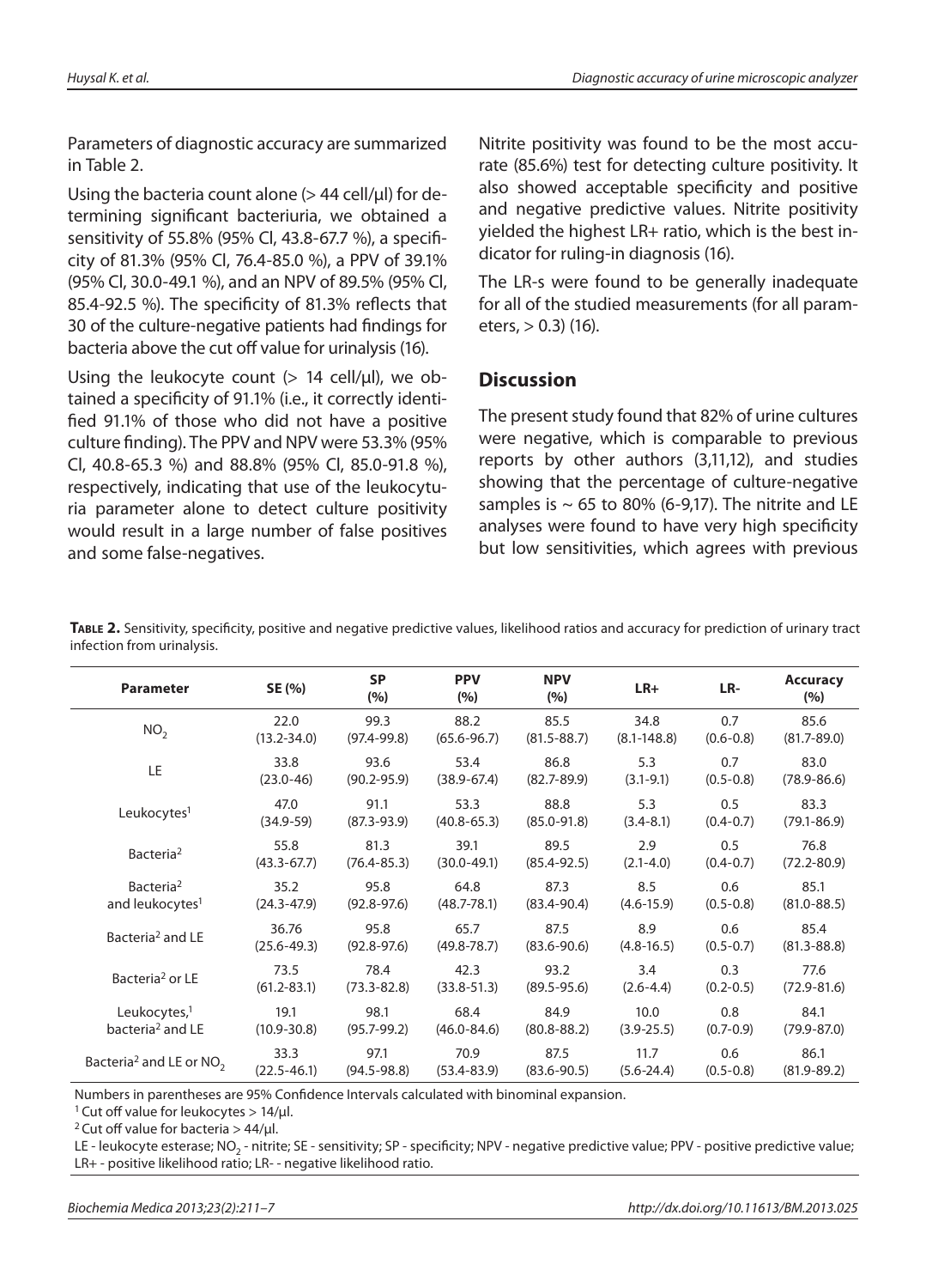Parameters of diagnostic accuracy are summarized in Table 2.

Using the bacteria count alone (> 44 cell/µl) for determining significant bacteriuria, we obtained a sensitivity of 55.8% (95% Cl, 43.8-67.7 %), a specificity of 81.3% (95% Cl, 76.4-85.0 %), a PPV of 39.1% (95% Cl, 30.0-49.1 %), and an NPV of 89.5% (95% Cl, 85.4-92.5 %). The specificity of 81.3% reflects that 30 of the culture-negative patients had findings for bacteria above the cut off value for urinalysis (16).

Using the leukocyte count (> 14 cell/µl), we obtained a specificity of 91.1% (i.e., it correctly identified 91.1% of those who did not have a positive culture finding). The PPV and NPV were 53.3% (95% Cl, 40.8-65.3 %) and 88.8% (95% Cl, 85.0-91.8 %), respectively, indicating that use of the leukocyturia parameter alone to detect culture positivity would result in a large number of false positives and some false-negatives.

Nitrite positivity was found to be the most accurate (85.6%) test for detecting culture positivity. It also showed acceptable specificity and positive and negative predictive values. Nitrite positivity yielded the highest LR+ ratio, which is the best indicator for ruling-in diagnosis (16).

The LR-s were found to be generally inadequate for all of the studied measurements (for all parameters, > 0.3) (16).

## Discussion

The present study found that 82% of urine cultures were negative, which is comparable to previous reports by other authors (3,11,12), and studies showing that the percentage of culture-negative samples is ~ 65 to 80% (6-9,17). The nitrite and LE analyses were found to have very high specificity but low sensitivities, which agrees with previous

**Table 2.** Sensitivity, specificity, positive and negative predictive values, likelihood ratios and accuracy for prediction of urinary tract infection from urinalysis.

| Parameter | SE (%) | SP (%) | PPV (%) | NPV (%) | LR+ | LR- | Accuracy (%) |
|---|---|---|---|---|---|---|---|
| $NO_2$ | 22.0 (13.2-34.0) | 99.3 (97.4-99.8) | 88.2 (65.6-96.7) | 85.5 (81.5-88.7) | 34.8 (8.1-148.8) | 0.7 (0.6-0.8) | 85.6 (81.7-89.0) |
| LE | 33.8 (23.0-46) | 93.6 (90.2-95.9) | 53.4 (38.9-67.4) | 86.8 (82.7-89.9) | 5.3 (3.1-9.1) | 0.7 (0.5-0.8) | 83.0 (78.9-86.6) |
| Leukocytes[1] | 47.0 (34.9-59) | 91.1 (87.3-93.9) | 53.3 (40.8-65.3) | 88.8 (85.0-91.8) | 5.3 (3.4-8.1) | 0.5 (0.4-0.7) | 83.3 (79.1-86.9) |
| Bacteria[2] | 55.8 (43.3-67.7) | 81.3 (76.4-85.3) | 39.1 (30.0-49.1) | 89.5 (85.4-92.5) | 2.9 (2.1-4.0) | 0.5 (0.4-0.7) | 76.8 (72.2-80.9) |
| Bacteria[2] and leukocytes[1] | 35.2 (24.3-47.9) | 95.8 (92.8-97.6) | 64.8 (48.7-78.1) | 87.3 (83.4-90.4) | 8.5 (4.6-15.9) | 0.6 (0.5-0.8) | 85.1 (81.0-88.5) |
| Bacteria[2] and LE | 36.76 (25.6-49.3) | 95.8 (92.8-97.6) | 65.7 (49.8-78.7) | 87.5 (83.6-90.6) | 8.9 (4.8-16.5) | 0.6 (0.5-0.7) | 85.4 (81.3-88.8) |
| Bacteria[2] or LE | 73.5 (61.2-83.1) | 78.4 (73.3-82.8) | 42.3 (33.8-51.3) | 93.2 (89.5-95.6) | 3.4 (2.6-4.4) | 0.3 (0.2-0.5) | 77.6 (72.9-81.6) |
| Leukocytes,[1] bacteria[2] and LE | 19.1 (10.9-30.8) | 98.1 (95.7-99.2) | 68.4 (46.0-84.6) | 84.9 (80.8-88.2) | 10.0 (3.9-25.5) | 0.8 (0.7-0.9) | 84.1 (79.9-87.0) |
| Bacteria[2] and LE or $NO_2$ | 33.3 (22.5-46.1) | 97.1 (94.5-98.8) | 70.9 (53.4-83.9) | 87.5 (83.6-90.5) | 11.7 (5.6-24.4) | 0.6 (0.5-0.8) | 86.1 (81.9-89.2) |

Numbers in parentheses are 95% Confidence Intervals calculated with binominal expansion.

[1] Cut off value for leukocytes > 14/µl.

[2] Cut off value for bacteria > 44/µl.

LE - leukocyte esterase; $NO_2$ - nitrite; SE - sensitivity; SP - specificity; NPV - negative predictive value; PPV - positive predictive value; LR+ - positive likelihood ratio; LR- - negative likelihood ratio.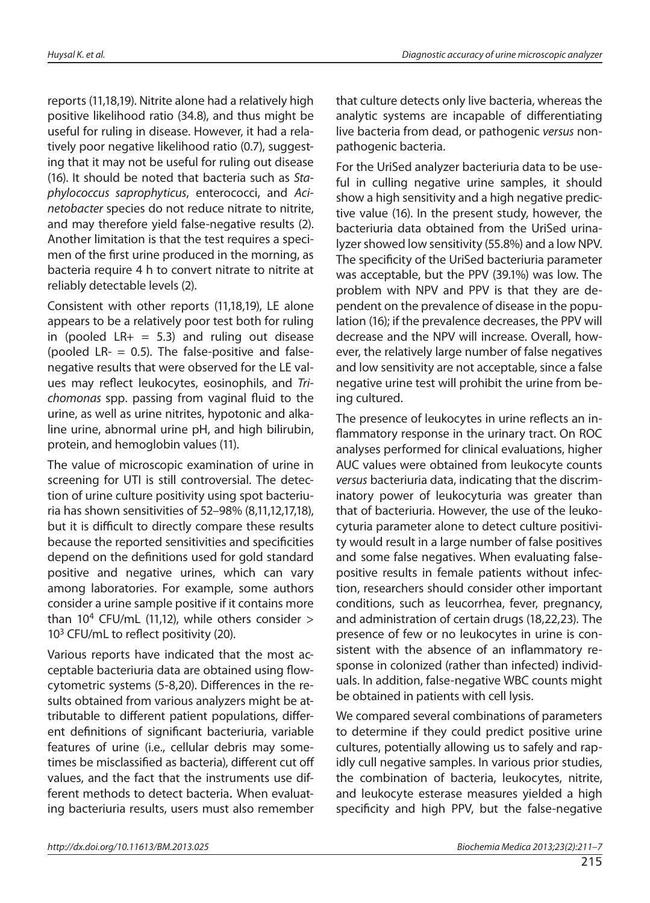reports (11,18,19). Nitrite alone had a relatively high positive likelihood ratio (34.8), and thus might be useful for ruling in disease. However, it had a relatively poor negative likelihood ratio (0.7), suggesting that it may not be useful for ruling out disease (16). It should be noted that bacteria such as *Staphylococcus saprophyticus*, enterococci, and *Acinetobacter* species do not reduce nitrate to nitrite, and may therefore yield false-negative results (2). Another limitation is that the test requires a specimen of the first urine produced in the morning, as bacteria require 4 h to convert nitrate to nitrite at reliably detectable levels (2).

Consistent with other reports (11,18,19), LE alone appears to be a relatively poor test both for ruling in (pooled LR+ = 5.3) and ruling out disease (pooled LR- = 0.5). The false-positive and false-negative results that were observed for the LE values may reflect leukocytes, eosinophils, and *Trichomonas* spp. passing from vaginal fluid to the urine, as well as urine nitrites, hypotonic and alkaline urine, abnormal urine pH, and high bilirubin, protein, and hemoglobin values (11).

The value of microscopic examination of urine in screening for UTI is still controversial. The detection of urine culture positivity using spot bacteriuria has shown sensitivities of 52–98% (8,11,12,17,18), but it is difficult to directly compare these results because the reported sensitivities and specificities depend on the definitions used for gold standard positive and negative urines, which can vary among laboratories. For example, some authors consider a urine sample positive if it contains more than $10^4$ CFU/mL (11,12), while others consider > $10^3$ CFU/mL to reflect positivity (20).

Various reports have indicated that the most acceptable bacteriuria data are obtained using flowcytometric systems (5-8,20). Differences in the results obtained from various analyzers might be attributable to different patient populations, different definitions of significant bacteriuria, variable features of urine (i.e., cellular debris may sometimes be misclassified as bacteria), different cut off values, and the fact that the instruments use different methods to detect bacteria. When evaluating bacteriuria results, users must also remember that culture detects only live bacteria, whereas the analytic systems are incapable of differentiating live bacteria from dead, or pathogenic *versus* nonpathogenic bacteria.

For the UriSed analyzer bacteriuria data to be useful in culling negative urine samples, it should show a high sensitivity and a high negative predictive value (16). In the present study, however, the bacteriuria data obtained from the UriSed urinalyzer showed low sensitivity (55.8%) and a low NPV. The specificity of the UriSed bacteriuria parameter was acceptable, but the PPV (39.1%) was low. The problem with NPV and PPV is that they are dependent on the prevalence of disease in the population (16); if the prevalence decreases, the PPV will decrease and the NPV will increase. Overall, however, the relatively large number of false negatives and low sensitivity are not acceptable, since a false negative urine test will prohibit the urine from being cultured.

The presence of leukocytes in urine reflects an inflammatory response in the urinary tract. On ROC analyses performed for clinical evaluations, higher AUC values were obtained from leukocyte counts *versus* bacteriuria data, indicating that the discriminatory power of leukocyturia was greater than that of bacteriuria. However, the use of the leukocyturia parameter alone to detect culture positivity would result in a large number of false positives and some false negatives. When evaluating false-positive results in female patients without infection, researchers should consider other important conditions, such as leucorrhea, fever, pregnancy, and administration of certain drugs (18,22,23). The presence of few or no leukocytes in urine is consistent with the absence of an inflammatory response in colonized (rather than infected) individuals. In addition, false-negative WBC counts might be obtained in patients with cell lysis.

We compared several combinations of parameters to determine if they could predict positive urine cultures, potentially allowing us to safely and rapidly cull negative samples. In various prior studies, the combination of bacteria, leukocytes, nitrite, and leukocyte esterase measures yielded a high specificity and high PPV, but the false-negative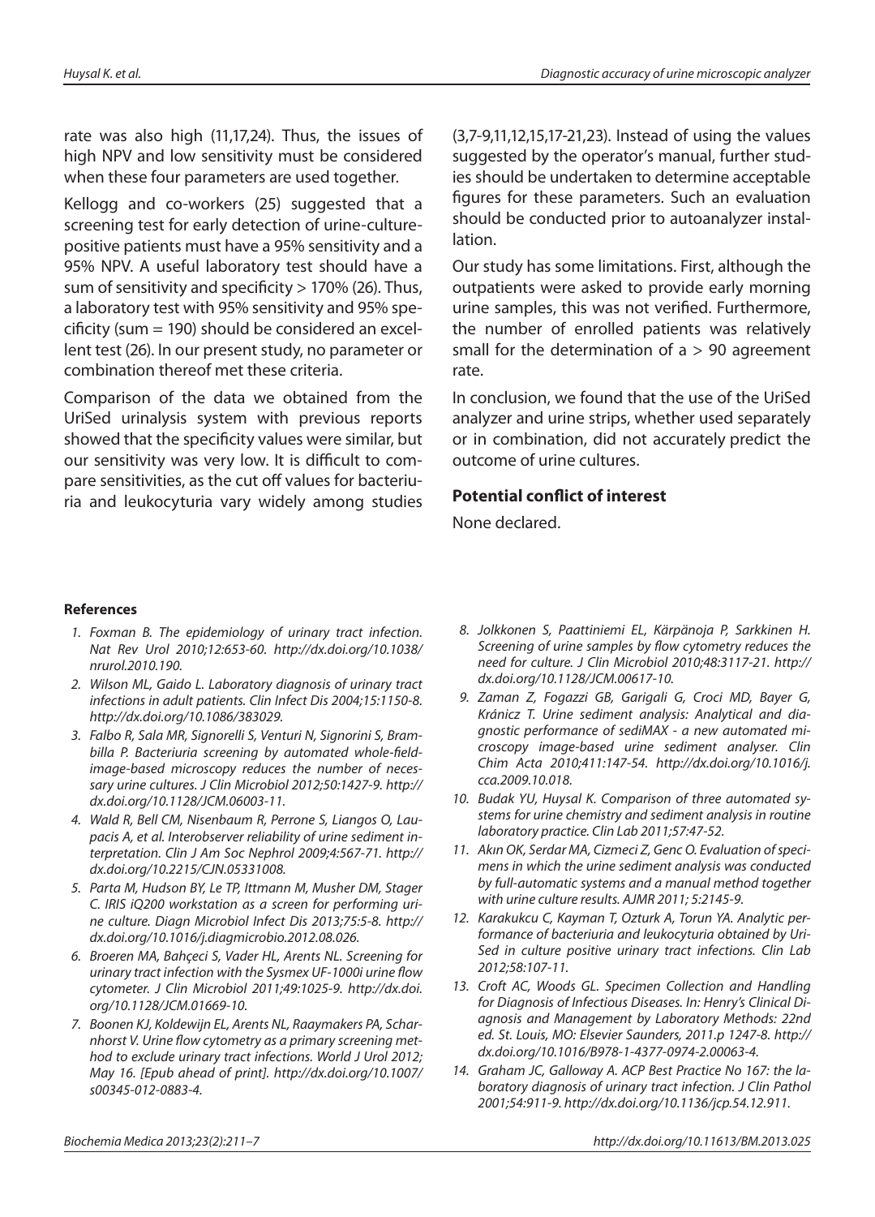rate was also high (11,17,24). Thus, the issues of high NPV and low sensitivity must be considered when these four parameters are used together.

Kellogg and co-workers (25) suggested that a screening test for early detection of urine-culture-positive patients must have a 95% sensitivity and a 95% NPV. A useful laboratory test should have a sum of sensitivity and specificity > 170% (26). Thus, a laboratory test with 95% sensitivity and 95% specificity (sum = 190) should be considered an excellent test (26). In our present study, no parameter or combination thereof met these criteria.

Comparison of the data we obtained from the UriSed urinalysis system with previous reports showed that the specificity values were similar, but our sensitivity was very low. It is difficult to compare sensitivities, as the cut off values for bacteriuria and leukocyturia vary widely among studies (3,7-9,11,12,15,17-21,23). Instead of using the values suggested by the operator's manual, further studies should be undertaken to determine acceptable figures for these parameters. Such an evaluation should be conducted prior to autoanalyzer installation.

Our study has some limitations. First, although the outpatients were asked to provide early morning urine samples, this was not verified. Furthermore, the number of enrolled patients was relatively small for the determination of a > 90 agreement rate.

In conclusion, we found that the use of the UriSed analyzer and urine strips, whether used separately or in combination, did not accurately predict the outcome of urine cultures.

### Potential conflict of interest

None declared.

### References

1. *Foxman B. The epidemiology of urinary tract infection. Nat Rev Urol 2010;12:653-60. http://dx.doi.org/10.1038/nrurol.2010.190.*
2. *Wilson ML, Gaido L. Laboratory diagnosis of urinary tract infections in adult patients. Clin Infect Dis 2004;15:1150-8. http://dx.doi.org/10.1086/383029.*
3. *Falbo R, Sala MR, Signorelli S, Venturi N, Signorini S, Brambilla P. Bacteriuria screening by automated whole-field-image-based microscopy reduces the number of necessary urine cultures. J Clin Microbiol 2012;50:1427-9. http://dx.doi.org/10.1128/JCM.06003-11.*
4. *Wald R, Bell CM, Nisenbaum R, Perrone S, Liangos O, Laupacis A, et al. Interobserver reliability of urine sediment interpretation. Clin J Am Soc Nephrol 2009;4:567-71. http://dx.doi.org/10.2215/CJN.05331008.*
5. *Parta M, Hudson BY, Le TP, Ittmann M, Musher DM, Stager C. IRIS iQ200 workstation as a screen for performing urine culture. Diagn Microbiol Infect Dis 2013;75:5-8. http://dx.doi.org/10.1016/j.diagmicrobio.2012.08.026.*
6. *Broeren MA, Bahçeci S, Vader HL, Arents NL. Screening for urinary tract infection with the Sysmex UF-1000i urine flow cytometer. J Clin Microbiol 2011;49:1025-9. http://dx.doi.org/10.1128/JCM.01669-10.*
7. *Boonen KJ, Koldewijn EL, Arents NL, Raaymakers PA, Scharnhorst V. Urine flow cytometry as a primary screening method to exclude urinary tract infections. World J Urol 2012; May 16. [Epub ahead of print]. http://dx.doi.org/10.1007/s00345-012-0883-4.*
8. *Jolkkonen S, Paattiniemi EL, Kärpänoja P, Sarkkinen H. Screening of urine samples by flow cytometry reduces the need for culture. J Clin Microbiol 2010;48:3117-21. http://dx.doi.org/10.1128/JCM.00617-10.*
9. *Zaman Z, Fogazzi GB, Garigali G, Croci MD, Bayer G, Kránicz T. Urine sediment analysis: Analytical and diagnostic performance of sediMAX - a new automated microscopy image-based urine sediment analyser. Clin Chim Acta 2010;411:147-54. http://dx.doi.org/10.1016/j.cca.2009.10.018.*
10. *Budak YU, Huysal K. Comparison of three automated systems for urine chemistry and sediment analysis in routine laboratory practice. Clin Lab 2011;57:47-52.*
11. *Akın OK, Serdar MA, Cizmeci Z, Genc O. Evaluation of specimens in which the urine sediment analysis was conducted by full-automatic systems and a manual method together with urine culture results. AJMR 2011; 5:2145-9.*
12. *Karakukcu C, Kayman T, Ozturk A, Torun YA. Analytic performance of bacteriuria and leukocyturia obtained by UriSed in culture positive urinary tract infections. Clin Lab 2012;58:107-11.*
13. *Croft AC, Woods GL. Specimen Collection and Handling for Diagnosis of Infectious Diseases. In: Henry's Clinical Diagnosis and Management by Laboratory Methods: 22nd ed. St. Louis, MO: Elsevier Saunders, 2011.p 1247-8. http://dx.doi.org/10.1016/B978-1-4377-0974-2.00063-4.*
14. *Graham JC, Galloway A. ACP Best Practice No 167: the laboratory diagnosis of urinary tract infection. J Clin Pathol 2001;54:911-9. http://dx.doi.org/10.1136/jcp.54.12.911.*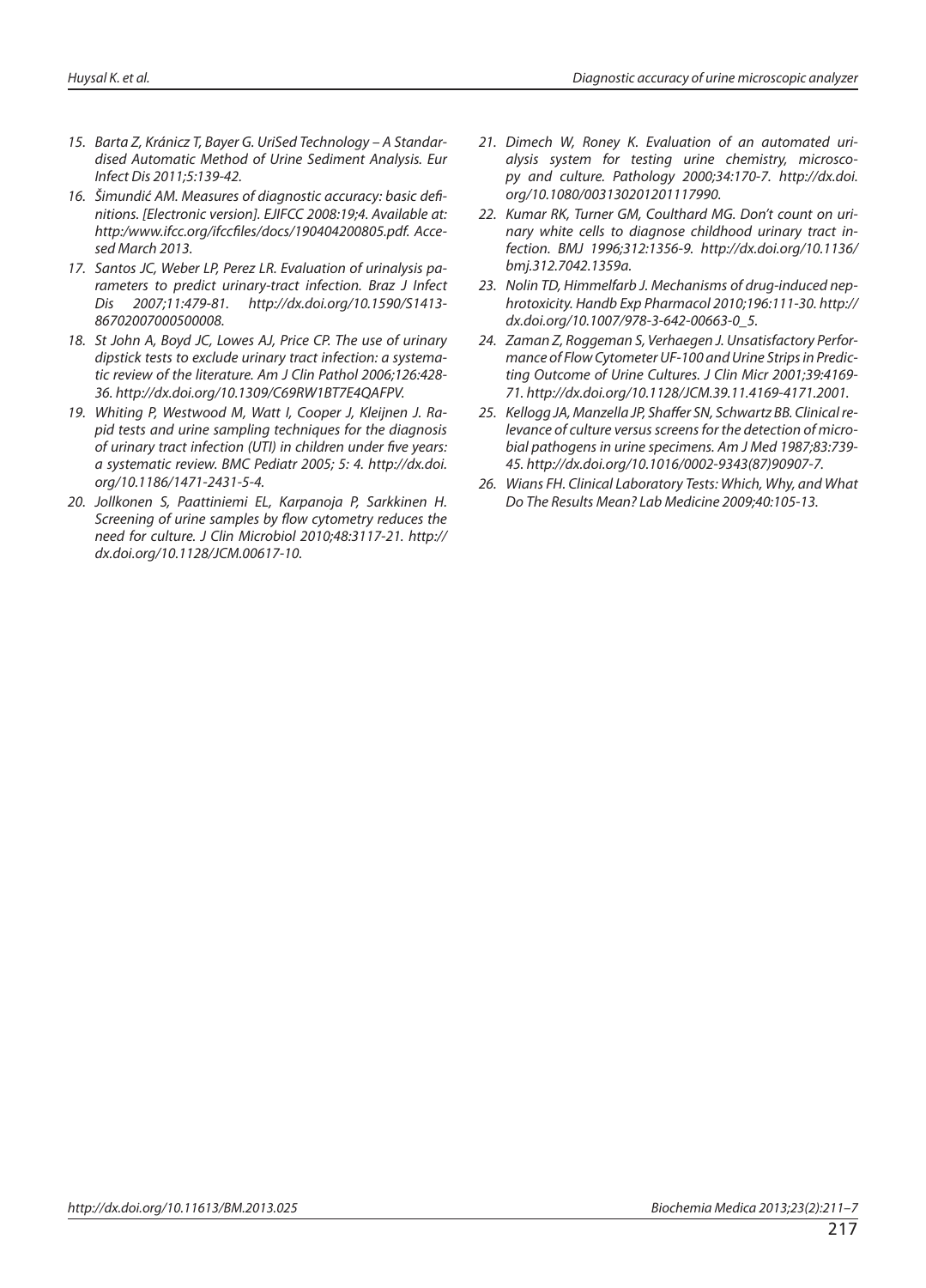15. Barta Z, Kránicz T, Bayer G. UriSed Technology – A Standardised Automatic Method of Urine Sediment Analysis. Eur Infect Dis 2011;5:139-42.
16. Šimundić AM. Measures of diagnostic accuracy: basic definitions. [Electronic version]. EJIFCC 2008:19;4. Available at: http:/www.ifcc.org/ifccfiles/docs/190404200805.pdf. Accesed March 2013.
17. Santos JC, Weber LP, Perez LR. Evaluation of urinalysis parameters to predict urinary-tract infection. Braz J Infect Dis 2007;11:479-81. http://dx.doi.org/10.1590/S1413-86702007000500008.
18. St John A, Boyd JC, Lowes AJ, Price CP. The use of urinary dipstick tests to exclude urinary tract infection: a systematic review of the literature. Am J Clin Pathol 2006;126:428-36. http://dx.doi.org/10.1309/C69RW1BT7E4QAFPV.
19. Whiting P, Westwood M, Watt I, Cooper J, Kleijnen J. Rapid tests and urine sampling techniques for the diagnosis of urinary tract infection (UTI) in children under five years: a systematic review. BMC Pediatr 2005; 5: 4. http://dx.doi.org/10.1186/1471-2431-5-4.
20. Jollkonen S, Paattiniemi EL, Karpanoja P, Sarkkinen H. Screening of urine samples by flow cytometry reduces the need for culture. J Clin Microbiol 2010;48:3117-21. http://dx.doi.org/10.1128/JCM.00617-10.
21. Dimech W, Roney K. Evaluation of an automated urialysis system for testing urine chemistry, microscopy and culture. Pathology 2000;34:170-7. http://dx.doi.org/10.1080/003130201201117990.
22. Kumar RK, Turner GM, Coulthard MG. Don't count on urinary white cells to diagnose childhood urinary tract infection. BMJ 1996;312:1356-9. http://dx.doi.org/10.1136/bmj.312.7042.1359a.
23. Nolin TD, Himmelfarb J. Mechanisms of drug-induced nephrotoxicity. Handb Exp Pharmacol 2010;196:111-30. http://dx.doi.org/10.1007/978-3-642-00663-0_5.
24. Zaman Z, Roggeman S, Verhaegen J. Unsatisfactory Performance of Flow Cytometer UF-100 and Urine Strips in Predicting Outcome of Urine Cultures. J Clin Micr 2001;39:4169-71. http://dx.doi.org/10.1128/JCM.39.11.4169-4171.2001.
25. Kellogg JA, Manzella JP, Shaffer SN, Schwartz BB. Clinical relevance of culture versus screens for the detection of microbial pathogens in urine specimens. Am J Med 1987;83:739-45. http://dx.doi.org/10.1016/0002-9343(87)90907-7.
26. Wians FH. Clinical Laboratory Tests: Which, Why, and What Do The Results Mean? Lab Medicine 2009;40:105-13.